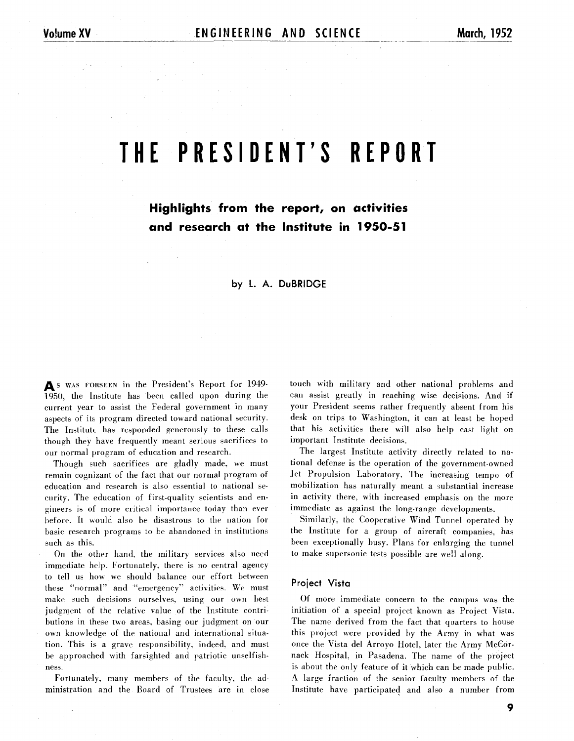# THE PRESIDENT'S REPORT

## Highlights from the report, on activities and research at the Institute in 1950-51

by L. A. DuBRIDGE

As WAS FORSEEN in the President's Report for 1949-1950, the Institute has been called upon during the current year to assist the Federal government in many aspects of its program directed toward national security. The Institute has responded generously to these calls though they have frequently meant serious sacrifices to our normal program of education and research.

Though such sacrifices are gladly made, we must remain cognizant of the fact that our normal program of education and research is also essential to national security. The education of first-quality scientists and engineers is of more critical importance today than ever before. It would also be disastrous to the nation for basic research programs to be abandoned in institutions such as this.

On the other hand, the military services also need immediate help. Fortunately, there is no central agency to tell us how we should balance our effort between these "normal" and "emergency" activities. We must make such decisions ourselves, using our own best judgment of the relative value of the Institute contributions in these two areas, basing our judgment on our own knowledge of the national and international situation. This is a grave responsibility, indeed, and must be approached with farsighted and patriotic unselfishness.

Fortunately, many members of the faculty, the administration and the Board of Trustees are in close touch with military and other national problems and can assist greatly in reaching wise decisions. And if your President seems rather frequently absent from his desk on trips to Washington, it can at least be hoped that his activities there will also help cast light on important Institute decisions.

The largest Institute activity directly related to national defense is the operation of the government-owned Jet Propulsion Laboratory. The increasing tempo of mobilization has naturally meant a substantial increase in activity there, with increased emphasis on the more immediate as against the long-range developments.

Similarly, the Cooperative Wind Tunnel operated by the Institute for a group of aircraft companies, has been exceptionally busy. Plans for enlarging the tunnel to make supersonic tests possible are well along.

### Project Vista

Of more immediate concern to the campus was the initiation of a special project known as Project Vista. The name derived from the fact that quarters to house this project were provided by the Army in what was once the Vista del Arroyo Hotel, later the Army McCornack Hospital, in Pasadena. The name of the project is about the only feature of it which can be made public. A large fraction of the senior faculty members of the Institute have participated and also a number from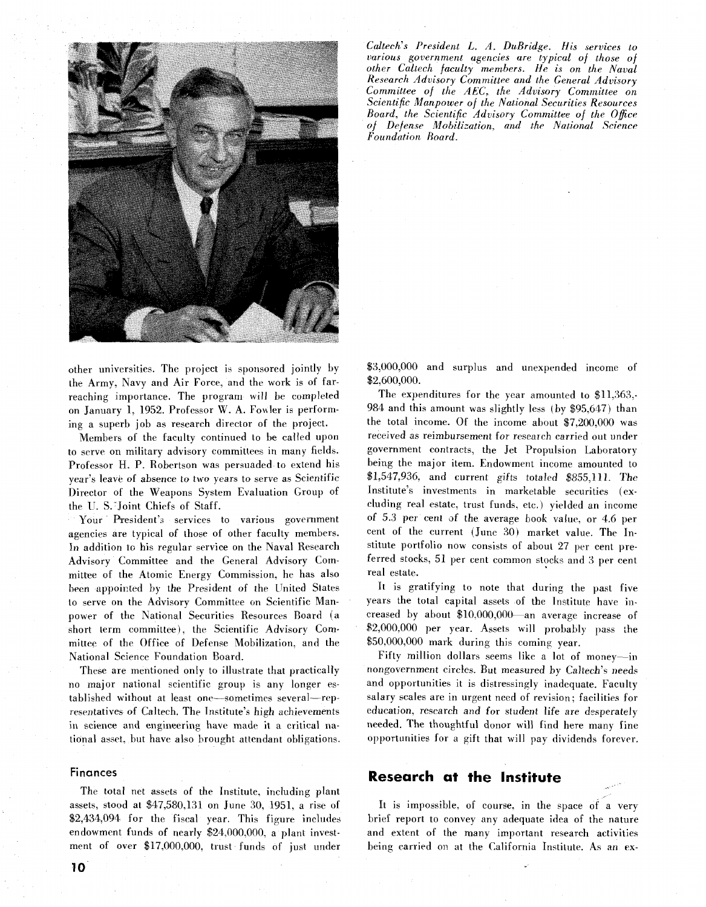*Caltech's President L. A. DuBridge. His services to various government agencies are typical of those of other Caltech faculty members. He is on the Naval Research Advisory Committee and the General Advisory Committee of the AEC, the Advisory Committee on Scientific Manpower of the National Securities Resources Board, the Scientific Advisory Committee of the Office of Defense Mobilization, and the National Science Foundation Board.*

other universities. The project is sponsored jointly by the Army, Navy and Air Force, and the work is of far-reaching importance. The program will be completed on January 1, 1952. Professor W. A. Fowler is performing a superb job as research director of the project.

Members of the faculty continued to be called upon to serve on military advisory committees in many fields. Professor H. P. Robertson was persuaded to extend his year's leave of absence to two years to serve as Scientific Director of the Weapons System Evaluation Group of the U. S. Joint Chiefs of Staff.

Your President's services to various government agencies are typical of those of other faculty members. In addition to his regular service on the Naval Research Advisory Committee and the General Advisory Committee of the Atomic Energy Commission, he has also been appointed by the President of the United States to serve on the Advisory Committee on Scientific Manpower of the National Securities Resources Board (a short term committee), the Scientific Advisory Committee of the Office of Defense Mobilization, and the National Science Foundation Board.

These are mentioned only to illustrate that practically no major national scientific group is any longer established without at least one—sometimes several—representatives of Caltech. The Institute's high achievements in science and engineering have made it a critical national asset, but have also brought attendant obligations.

## Finances

The total net assets of the Institute, including plant assets, stood at $47,580,131 on June 30, 1951, a rise of $2,434,094 for the fiscal year. This figure includes endowment funds of nearly $24,000,000, a plant investment of over $17,000,000, trust funds of just under $3,000,000 and surplus and unexpended income of $2,600,000.

The expenditures for the year amounted to $11,363,984 and this amount was slightly less (by $95,647) than the total income. Of the income about $7,200,000 was received as reimbursement for research carried out under government contracts, the Jet Propulsion Laboratory being the major item. Endowment income amounted to $1,547,936, and current gifts totaled $855,111. The Institute's investments in marketable securities (excluding real estate, trust funds, etc.) yielded an income of 5.3 per cent of the average book value, or 4.6 per cent of the current (June 30) market value. The Institute portfolio now consists of about 27 per cent preferred stocks, 51 per cent common stocks and 3 per cent real estate.

It is gratifying to note that during the past five years the total capital assets of the Institute have increased by about $10,000,000—an average increase of $2,000,000 per year. Assets will probably pass the $50,000,000 mark during this coming year.

Fifty million dollars seems like a lot of money—in nongovernment circles. But measured by Caltech's needs and opportunities it is distressingly inadequate. Faculty salary scales are in urgent need of revision; facilities for education, research and for student life are desperately needed. The thoughtful donor will find here many fine opportunities for a gift that will pay dividends forever.

## Research at the Institute

It is impossible, of course, in the space of a very brief report to convey any adequate idea of the nature and extent of the many important research activities being carried on at the California Institute. As an ex-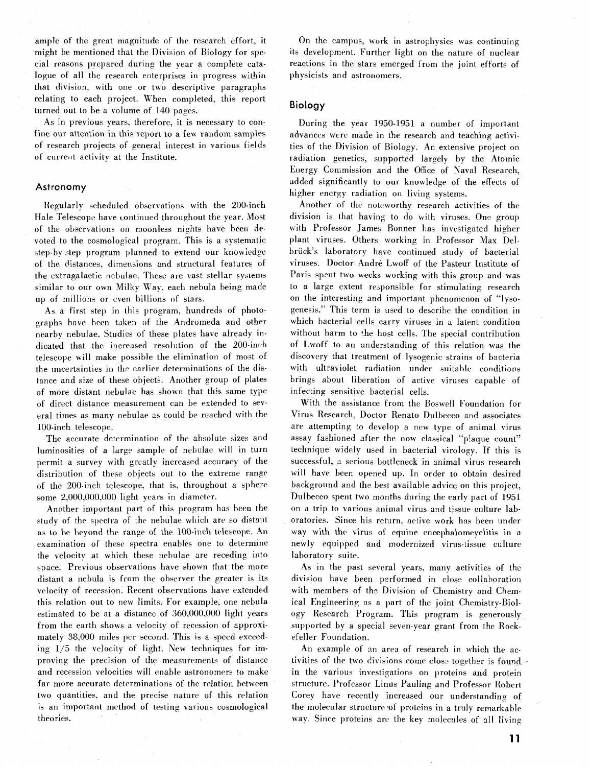ample of the great magnitude of the research effort, it might be mentioned that the Division of Biology for special reasons prepared during the year a complete catalogue of all the research enterprises in progress within that division, with one or two descriptive paragraphs relating to each project. When completed, this report turned out to be a volume of 140 pages.

As in previous years, therefore, it is necessary to confine our attention in this report to a few random samples of research projects of general interest in various fields of current activity at the Institute.

## Astronomy

Regularly scheduled observations with the 200-inch Hale Telescope have continued throughout the year. Most of the observations on moonless nights have been devoted to the cosmological program. This is a systematic step-by-step program planned to extend our knowledge of the distances, dimensions and structural features of the extragalactic nebulae. These are vast stellar systems similar to our own Milky Way, each nebula being made up of millions or even billions of stars.

As a first step in this program, hundreds of photographs have been taken of the Andromeda and other nearby nebulae. Studies of these plates have already indicated that the increased resolution of the 200-inch telescope will make possible the elimination of most of the uncertainties in the earlier determinations of the distance and size of these objects. Another group of plates of more distant nebulae has shown that this same type of direct distance measurement can be extended to several times as many nebulae as could be reached with the 100-inch telescope.

The accurate determination of the absolute sizes and luminosities of a large sample of nebulae will in turn permit a survey with greatly increased accuracy of the distribution of these objects out to the extreme range of the 200-inch telescope, that is, throughout a sphere some 2,000,000,000 light years in diameter.

Another important part of this program has been the study of the spectra of the nebulae which are so distant as to be beyond the range of the 100-inch telescope. An examination of these spectra enables one to determine the velocity at which these nebulae are receding into space. Previous observations have shown that the more distant a nebula is from the observer the greater is its velocity of recession. Recent observations have extended this relation out to new limits. For example, one nebula estimated to be at a distance of 360,000,000 light years from the earth shows a velocity of recession of approximately 38,000 miles per second. This is a speed exceeding 1/5 the velocity of light. New techniques for improving the precision of the measurements of distance and recession velocities will enable astronomers to make far more accurate determinations of the relation between two quantities, and the precise nature of this relation is an important method of testing various cosmological theories.

On the campus, work in astrophysics was continuing its development. Further light on the nature of nuclear reactions in the stars emerged from the joint efforts of physicists and astronomers.

## Biology

During the year 1950-1951 a number of important advances were made in the research and teaching activities of the Division of Biology. An extensive project on radiation genetics, supported largely by the Atomic Energy Commission and the Office of Naval Research, added significantly to our knowledge of the effects of higher energy radiation on living systems.

Another of the noteworthy research activities of the division is that having to do with viruses. One group with Professor James Bonner has investigated higher plant viruses. Others working in Professor Max Delbrück's laboratory have continued study of bacterial viruses. Doctor André Lwoff of the Pasteur Institute of Paris spent two weeks working with this group and was to a large extent responsible for stimulating research on the interesting and important phenomenon of "lysogenesis." This term is used to describe the condition in which bacterial cells carry viruses in a latent condition without harm to the host cells. The special contribution of Lwoff to an understanding of this relation was the discovery that treatment of lysogenic strains of bacteria with ultraviolet radiation under suitable conditions brings about liberation of active viruses capable of infecting sensitive bacterial cells.

With the assistance from the Boswell Foundation for Virus Research, Doctor Renato Dulbecco and associates are attempting to develop a new type of animal virus assay fashioned after the now classical "plaque count" technique widely used in bacterial virology. If this is successful, a serious bottleneck in animal virus research will have been opened up. In order to obtain desired background and the best available advice on this project, Dulbecco spent two months during the early part of 1951 on a trip to various animal virus and tissue culture laboratories. Since his return, active work has been under way with the virus of equine encephalomeyelitis in a newly equipped and modernized virus-tissue culture laboratory suite.

As in the past several years, many activities of the division have been performed in close collaboration with members of the Division of Chemistry and Chemical Engineering as a part of the joint Chemistry-Biology Research Program. This program is generously supported by a special seven-year grant from the Rockefeller Foundation.

An example of an area of research in which the activities of the two divisions come close together is found in the various investigations on proteins and protein structure. Professor Linus Pauling and Professor Robert Corey have recently increased our understanding of the molecular structure of proteins in a truly remarkable way. Since proteins are the key molecules of all living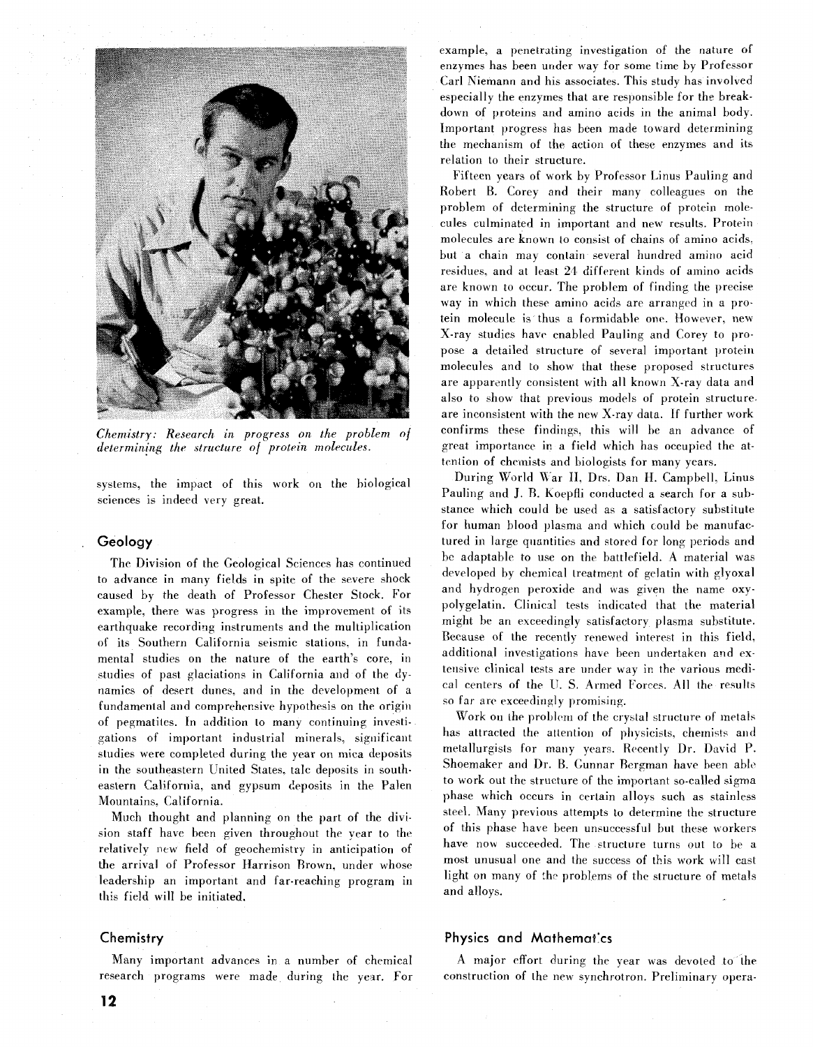*Chemistry: Research in progress on the problem of determining the structure of protein molecules.*

systems, the impact of this work on the biological sciences is indeed very great.

## Geology

The Division of the Geological Sciences has continued to advance in many fields in spite of the severe shock caused by the death of Professor Chester Stock. For example, there was progress in the improvement of its earthquake recording instruments and the multiplication of its Southern California seismic stations, in fundamental studies on the nature of the earth's core, in studies of past glaciations in California and of the dynamics of desert dunes, and in the development of a fundamental and comprehensive hypothesis on the origin of pegmatites. In addition to many continuing investigations of important industrial minerals, significant studies were completed during the year on mica deposits in the southeastern United States, talc deposits in southeastern California, and gypsum deposits in the Palen Mountains, California.

Much thought and planning on the part of the division staff have been given throughout the year to the relatively new field of geochemistry in anticipation of the arrival of Professor Harrison Brown, under whose leadership an important and far-reaching program in this field will be initiated.

## Chemistry

Many important advances in a number of chemical research programs were made during the year. For example, a penetrating investigation of the nature of enzymes has been under way for some time by Professor Carl Niemann and his associates. This study has involved especially the enzymes that are responsible for the breakdown of proteins and amino acids in the animal body. Important progress has been made toward determining the mechanism of the action of these enzymes and its relation to their structure.

Fifteen years of work by Professor Linus Pauling and Robert B. Corey and their many colleagues on the problem of determining the structure of protein molecules culminated in important and new results. Protein molecules are known to consist of chains of amino acids, but a chain may contain several hundred amino acid residues, and at least 24 different kinds of amino acids are known to occur. The problem of finding the precise way in which these amino acids are arranged in a protein molecule is thus a formidable one. However, new X-ray studies have enabled Pauling and Corey to propose a detailed structure of several important protein molecules and to show that these proposed structures are apparently consistent with all known X-ray data and also to show that previous models of protein structure are inconsistent with the new X-ray data. If further work confirms these findings, this will be an advance of great importance in a field which has occupied the attention of chemists and biologists for many years.

During World War II, Drs. Dan H. Campbell, Linus Pauling and J. B. Koepfli conducted a search for a substance which could be used as a satisfactory substitute for human blood plasma and which could be manufactured in large quantities and stored for long periods and be adaptable to use on the battlefield. A material was developed by chemical treatment of gelatin with glyoxal and hydrogen peroxide and was given the name oxypolygelatin. Clinical tests indicated that the material might be an exceedingly satisfactory plasma substitute. Because of the recently renewed interest in this field, additional investigations have been undertaken and extensive clinical tests are under way in the various medical centers of the U. S. Armed Forces. All the results so far are exceedingly promising.

Work on the problem of the crystal structure of metals has attracted the attention of physicists, chemists and metallurgists for many years. Recently Dr. David P. Shoemaker and Dr. B. Gunnar Bergman have been able to work out the structure of the important so-called sigma phase which occurs in certain alloys such as stainless steel. Many previous attempts to determine the structure of this phase have been unsuccessful but these workers have now succeeded. The structure turns out to be a most unusual one and the success of this work will cast light on many of the problems of the structure of metals and alloys.

## Physics and Mathematics

A major effort during the year was devoted to the construction of the new synchrotron. Preliminary opera-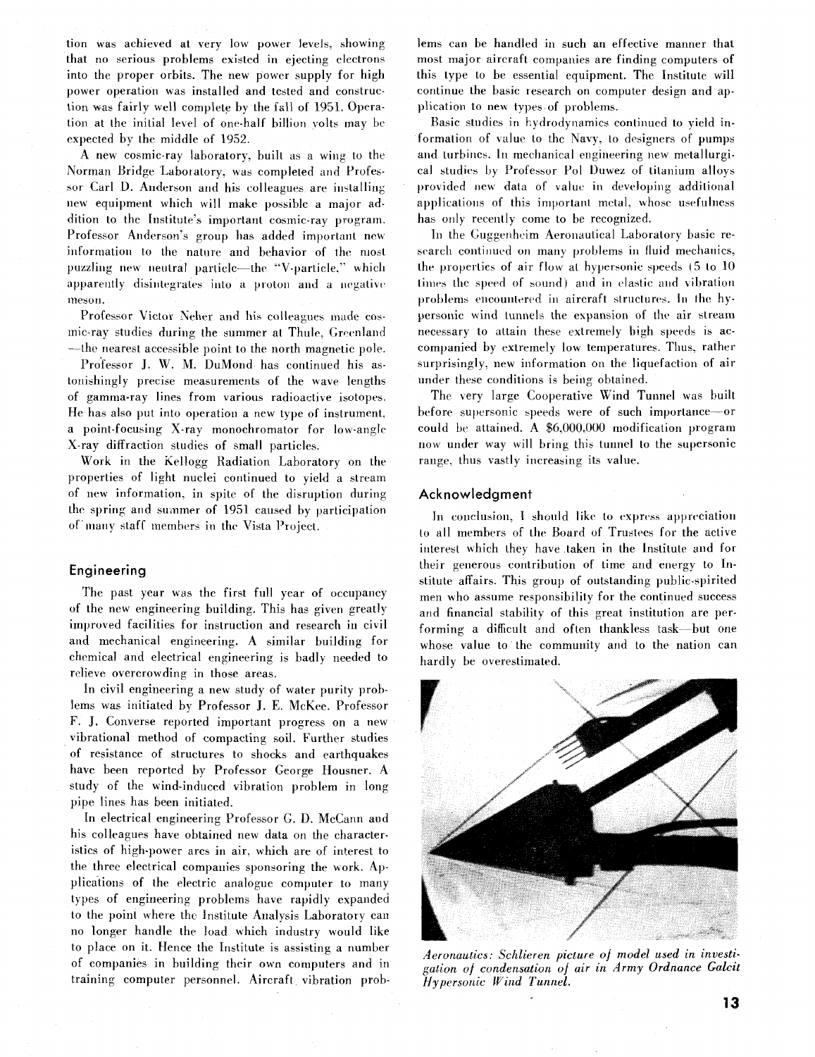tion was achieved at very low power levels, showing that no serious problems existed in ejecting electrons into the proper orbits. The new power supply for high power operation was installed and tested and construction was fairly well complete by the fall of 1951. Operation at the initial level of one-half billion volts may be expected by the middle of 1952.

A new cosmic-ray laboratory, built as a wing to the Norman Bridge Laboratory, was completed and Professor Carl D. Anderson and his colleagues are installing new equipment which will make possible a major addition to the Institute's important cosmic-ray program. Professor Anderson's group has added important new information to the nature and behavior of the most puzzling new neutral particle—the "V-particle," which apparently disintegrates into a proton and a negative meson.

Professor Victor Neher and his colleagues made cosmic-ray studies during the summer at Thule, Greenland —the nearest accessible point to the north magnetic pole.

Professor J. W. M. DuMond has continued his astonishingly precise measurements of the wave lengths of gamma-ray lines from various radioactive isotopes. He has also put into operation a new type of instrument, a point-focusing X-ray monochromator for low-angle X-ray diffraction studies of small particles.

Work in the Kellogg Radiation Laboratory on the properties of light nuclei continued to yield a stream of new information, in spite of the disruption during the spring and summer of 1951 caused by participation of many staff members in the Vista Project.

## Engineering

The past year was the first full year of occupancy of the new engineering building. This has given greatly improved facilities for instruction and research in civil and mechanical engineering. A similar building for chemical and electrical engineering is badly needed to relieve overcrowding in those areas.

In civil engineering a new study of water purity problems was initiated by Professor J. E. McKee. Professor F. J. Converse reported important progress on a new vibrational method of compacting soil. Further studies of resistance of structures to shocks and earthquakes have been reported by Professor George Housner. A study of the wind-induced vibration problem in long pipe lines has been initiated.

In electrical engineering Professor G. D. McCann and his colleagues have obtained new data on the characteristics of high-power arcs in air, which are of interest to the three electrical companies sponsoring the work. Applications of the electric analogue computer to many types of engineering problems have rapidly expanded to the point where the Institute Analysis Laboratory can no longer handle the load which industry would like to place on it. Hence the Institute is assisting a number of companies in building their own computers and in training computer personnel. Aircraft vibration problems can be handled in such an effective manner that most major aircraft companies are finding computers of this type to be essential equipment. The Institute will continue the basic research on computer design and application to new types of problems.

Basic studies in hydrodynamics continued to yield information of value to the Navy, to designers of pumps and turbines. In mechanical engineering new metallurgical studies by Professor Pol Duwez of titanium alloys provided new data of value in developing additional applications of this important metal, whose usefulness has only recently come to be recognized.

In the Guggenheim Aeronautical Laboratory basic research continued on many problems in fluid mechanics, the properties of air flow at hypersonic speeds (5 to 10 times the speed of sound) and in elastic and vibration problems encountered in aircraft structures. In the hypersonic wind tunnels the expansion of the air stream necessary to attain these extremely high speeds is accompanied by extremely low temperatures. Thus, rather surprisingly, new information on the liquefaction of air under these conditions is being obtained.

The very large Cooperative Wind Tunnel was built before supersonic speeds were of such importance—or could be attained. A $6,000,000 modification program now under way will bring this tunnel to the supersonic range, thus vastly increasing its value.

## Acknowledgment

In conclusion, I should like to express appreciation to all members of the Board of Trustees for the active interest which they have taken in the Institute and for their generous contribution of time and energy to Institute affairs. This group of outstanding public-spirited men who assume responsibility for the continued success and financial stability of this great institution are performing a difficult and often thankless task—but one whose value to the community and to the nation can hardly be overestimated.

*Aeronautics: Schlieren picture of model used in investigation of condensation of air in Army Ordnance Galcit Hypersonic Wind Tunnel.*